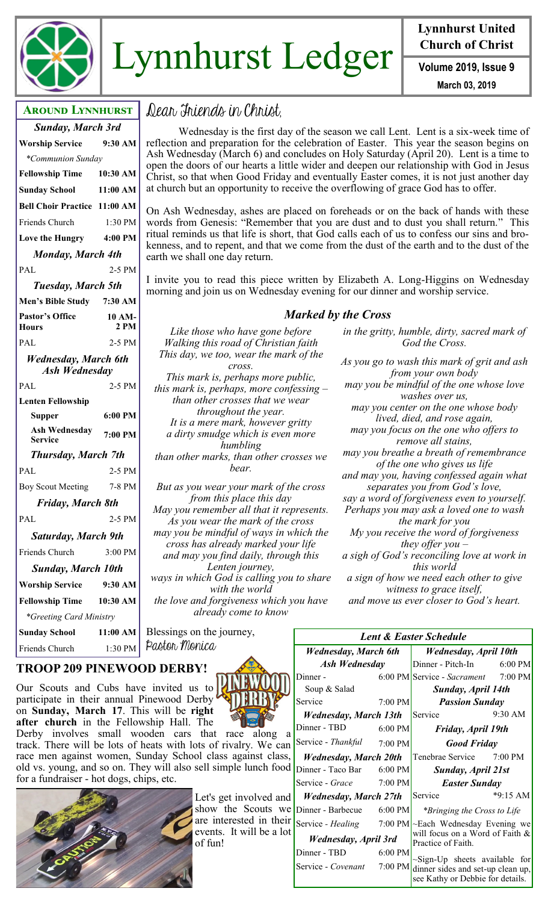# Lynnhurst Ledger

**Lynnhurst United Church of Christ**

**Volume 2019, Issue 9**

**March 03, 2019**

## Around Lynnhurst

| | |
|---|---|
| ***Sunday, March 3rd*** | |
| **Worship Service** | **9:30 AM** |
| *\*Communion Sunday* | |
| **Fellowship Time** | **10:30 AM** |
| **Sunday School** | **11:00 AM** |
| **Bell Choir Practice** | **11:00 AM** |
| Friends Church | 1:30 PM |
| **Love the Hungry** | **4:00 PM** |
| ***Monday, March 4th*** | |
| PAL | 2-5 PM |
| ***Tuesday, March 5th*** | |
| **Men's Bible Study** | **7:30 AM** |
| **Pastor's Office Hours** | **10 AM-2 PM** |
| PAL | 2-5 PM |
| ***Wednesday, March 6th Ash Wednesday*** | |
| PAL | 2-5 PM |
| **Lenten Fellowship** | |
| **Supper** | **6:00 PM** |
| **Ash Wednesday Service** | **7:00 PM** |
| ***Thursday, March 7th*** | |
| PAL | 2-5 PM |
| Boy Scout Meeting | 7-8 PM |
| ***Friday, March 8th*** | |
| PAL | 2-5 PM |
| ***Saturday, March 9th*** | |
| Friends Church | 3:00 PM |
| ***Sunday, March 10th*** | |
| **Worship Service** | **9:30 AM** |
| **Fellowship Time** | **10:30 AM** |
| *\*Greeting Card Ministry* | |
| **Sunday School** | **11:00 AM** |
| Friends Church | 1:30 PM |

## Dear Friends in Christ,

Wednesday is the first day of the season we call Lent. Lent is a six-week time of reflection and preparation for the celebration of Easter. This year the season begins on Ash Wednesday (March 6) and concludes on Holy Saturday (April 20). Lent is a time to open the doors of our hearts a little wider and deepen our relationship with God in Jesus Christ, so that when Good Friday and eventually Easter comes, it is not just another day at church but an opportunity to receive the overflowing of grace God has to offer.

On Ash Wednesday, ashes are placed on foreheads or on the back of hands with these words from Genesis: "Remember that you are dust and to dust you shall return." This ritual reminds us that life is short, that God calls each of us to confess our sins and brokenness, and to repent, and that we come from the dust of the earth and to the dust of the earth we shall one day return.

I invite you to read this piece written by Elizabeth A. Long-Higgins on Wednesday morning and join us on Wednesday evening for our dinner and worship service.

### *Marked by the Cross*

*Like those who have gone before*
*Walking this road of Christian faith*
*This day, we too, wear the mark of the cross.*
*This mark is, perhaps more public,*
*this mark is, perhaps, more confessing –*
*than other crosses that we wear throughout the year.*
*It is a mere mark, however gritty*
*a dirty smudge which is even more humbling*
*than other marks, than other crosses we bear.*

*But as you wear your mark of the cross from this place this day*
*May you remember all that it represents.*
*As you wear the mark of the cross*
*may you be mindful of ways in which the cross has already marked your life*
*and may you find daily, through this Lenten journey,*
*ways in which God is calling you to share with the world*
*the love and forgiveness which you have already come to know*
*in the gritty, humble, dirty, sacred mark of God the Cross.*

*As you go to wash this mark of grit and ash from your own body*
*may you be mindful of the one whose love washes over us,*
*may you center on the one whose body lived, died, and rose again,*
*may you focus on the one who offers to remove all stains,*
*may you breathe a breath of remembrance of the one who gives us life*
*and may you, having confessed again what separates you from God's love,*
*say a word of forgiveness even to yourself.*
*Perhaps you may ask a loved one to wash the mark for you*
*My you receive the word of forgiveness they offer you –*
*a sigh of God's reconciling love at work in this world*
*a sign of how we need each other to give witness to grace itself,*
*and move us ever closer to God's heart.*

Blessings on the journey,

Pastor Monica

## TROOP 209 PINEWOOD DERBY!

Our Scouts and Cubs have invited us to participate in their annual Pinewood Derby on **Sunday, March 17**. This will be **right after church** in the Fellowship Hall. The Derby involves small wooden cars that race along a track. There will be lots of heats with lots of rivalry. We can race men against women, Sunday School class against class, old vs. young, and so on. They will also sell simple lunch food for a fundraiser - hot dogs, chips, etc.

Let's get involved and show the Scouts we are interested in their events. It will be a lot of fun!

## *Lent & Easter Schedule*

| | |
|---|---|
| ***Wednesday, March 6th Ash Wednesday*** | |
| Dinner - Soup & Salad | 6:00 PM |
| Service | 7:00 PM |
| ***Wednesday, March 13th*** | |
| Dinner - TBD | 6:00 PM |
| Service - *Thankful* | 7:00 PM |
| ***Wednesday, March 20th*** | |
| Dinner - Taco Bar | 6:00 PM |
| Service - *Grace* | 7:00 PM |
| ***Wednesday, March 27th*** | |
| Dinner - Barbecue | 6:00 PM |
| Service - *Healing* | 7:00 PM |
| ***Wednesday, April 3rd*** | |
| Dinner - TBD | 6:00 PM |
| Service - *Covenant* | 7:00 PM |
| ***Wednesday, April 10th*** | |
| Dinner - Pitch-In | 6:00 PM |
| Service - *Sacrament* | 7:00 PM |
| ***Sunday, April 14th Passion Sunday*** | |
| Service | 9:30 AM |
| ***Friday, April 19th Good Friday*** | |
| Tenebrae Service | 7:00 PM |
| ***Sunday, April 21st Easter Sunday*** | |
| Service | \*9:15 AM |
| *\*Bringing the Cross to Life* | |

~Each Wednesday Evening we will focus on a Word of Faith & Practice of Faith.

~Sign-Up sheets available for dinner sides and set-up clean up, see Kathy or Debbie for details.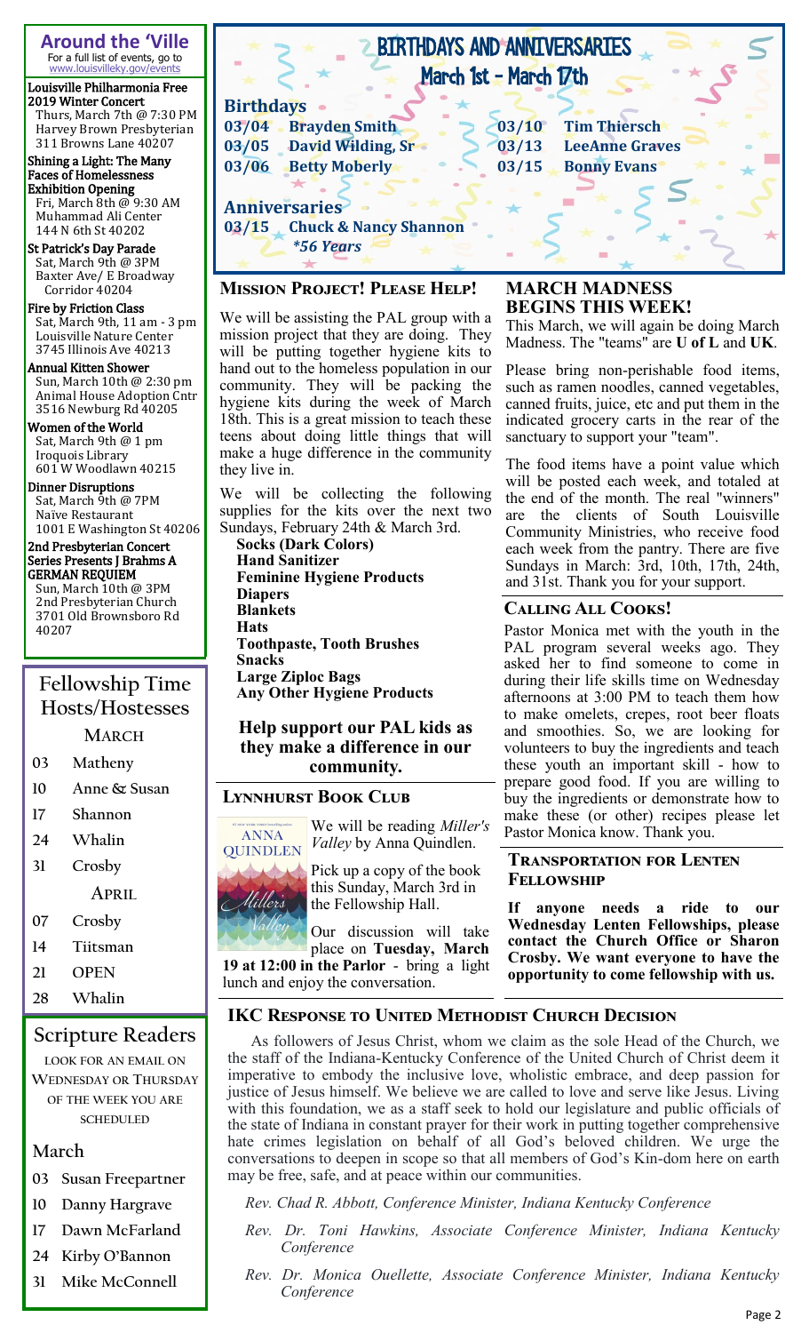## Around the 'Ville

For a full list of events, go to www.louisvilleky.gov/events

**Louisville Philharmonia Free 2019 Winter Concert**
Thurs, March 7th @ 7:30 PM
Harvey Brown Presbyterian
311 Browns Lane 40207

**Shining a Light: The Many Faces of Homelessness Exhibition Opening**
Fri, March 8th @ 9:30 AM
Muhammad Ali Center
144 N 6th St 40202

**St Patrick's Day Parade**
Sat, March 9th @ 3PM
Baxter Ave/ E Broadway Corridor 40204

**Fire by Friction Class**
Sat, March 9th, 11 am - 3 pm
Louisville Nature Center
3745 Illinois Ave 40213

**Annual Kitten Shower**
Sun, March 10th @ 2:30 pm
Animal House Adoption Cntr
3516 Newburg Rd 40205

**Women of the World**
Sat, March 9th @ 1 pm
Iroquois Library
601 W Woodlawn 40215

**Dinner Disruptions**
Sat, March 9th @ 7PM
Naïve Restaurant
1001 E Washington St 40206

**2nd Presbyterian Concert Series Presents J Brahms A GERMAN REQUIEM**
Sun, March 10th @ 3PM
2nd Presbyterian Church
3701 Old Brownsboro Rd 40207

## Fellowship Time Hosts/Hostesses

**March**

| | |
|---|---|
| 03 | Matheny |
| 10 | Anne & Susan |
| 17 | Shannon |
| 24 | Whalin |
| 31 | Crosby |

**April**

| | |
|---|---|
| 07 | Crosby |
| 14 | Tiitsman |
| 21 | OPEN |
| 28 | Whalin |

## Scripture Readers

Look for an email on Wednesday or Thursday of the week you are scheduled

**March**

| | |
|---|---|
| 03 | Susan Freepartner |
| 10 | Danny Hargrave |
| 17 | Dawn McFarland |
| 24 | Kirby O'Bannon |
| 31 | Mike McConnell |

## BIRTHDAYS AND ANNIVERSARIES
### March 1st - March 17th

**Birthdays**

- 03/04 Brayden Smith
- 03/05 David Wilding, Sr
- 03/06 Betty Moberly
- 03/10 Tim Thiersch
- 03/13 LeeAnne Graves
- 03/15 Bonny Evans

**Anniversaries**

03/15 Chuck & Nancy Shannon
*\*56 Years*

## Mission Project! Please Help!

We will be assisting the PAL group with a mission project that they are doing. They will be putting together hygiene kits to hand out to the homeless population in our community. They will be packing the hygiene kits during the week of March 18th. This is a great mission to teach these teens about doing little things that will make a huge difference in the community they live in.

We will be collecting the following supplies for the kits over the next two Sundays, February 24th & March 3rd.

**Socks (Dark Colors)**
**Hand Sanitizer**
**Feminine Hygiene Products**
**Diapers**
**Blankets**
**Hats**
**Toothpaste, Tooth Brushes**
**Snacks**
**Large Ziploc Bags**
**Any Other Hygiene Products**

**Help support our PAL kids as they make a difference in our community.**

## Lynnhurst Book Club

We will be reading *Miller's Valley* by Anna Quindlen.

Pick up a copy of the book this Sunday, March 3rd in the Fellowship Hall.

Our discussion will take place on **Tuesday, March 19 at 12:00 in the Parlor** - bring a light lunch and enjoy the conversation.

## MARCH MADNESS BEGINS THIS WEEK!

This March, we will again be doing March Madness. The "teams" are **U of L** and **UK**.

Please bring non-perishable food items, such as ramen noodles, canned vegetables, canned fruits, juice, etc and put them in the indicated grocery carts in the rear of the sanctuary to support your "team".

The food items have a point value which will be posted each week, and totaled at the end of the month. The real "winners" are the clients of South Louisville Community Ministries, who receive food each week from the pantry. There are five Sundays in March: 3rd, 10th, 17th, 24th, and 31st. Thank you for your support.

## Calling All Cooks!

Pastor Monica met with the youth in the PAL program several weeks ago. They asked her to find someone to come in during their life skills time on Wednesday afternoons at 3:00 PM to teach them how to make omelets, crepes, root beer floats and smoothies. So, we are looking for volunteers to buy the ingredients and teach these youth an important skill - how to prepare good food. If you are willing to buy the ingredients or demonstrate how to make these (or other) recipes please let Pastor Monica know. Thank you.

## Transportation for Lenten Fellowship

**If anyone needs a ride to our Wednesday Lenten Fellowships, please contact the Church Office or Sharon Crosby. We want everyone to have the opportunity to come fellowship with us.**

## IKC Response to United Methodist Church Decision

As followers of Jesus Christ, whom we claim as the sole Head of the Church, we the staff of the Indiana-Kentucky Conference of the United Church of Christ deem it imperative to embody the inclusive love, wholistic embrace, and deep passion for justice of Jesus himself. We believe we are called to love and serve like Jesus. Living with this foundation, we as a staff seek to hold our legislature and public officials of the state of Indiana in constant prayer for their work in putting together comprehensive hate crimes legislation on behalf of all God's beloved children. We urge the conversations to deepen in scope so that all members of God's Kin-dom here on earth may be free, safe, and at peace within our communities.

*Rev. Chad R. Abbott, Conference Minister, Indiana Kentucky Conference*

*Rev. Dr. Toni Hawkins, Associate Conference Minister, Indiana Kentucky Conference*

*Rev. Dr. Monica Ouellette, Associate Conference Minister, Indiana Kentucky Conference*